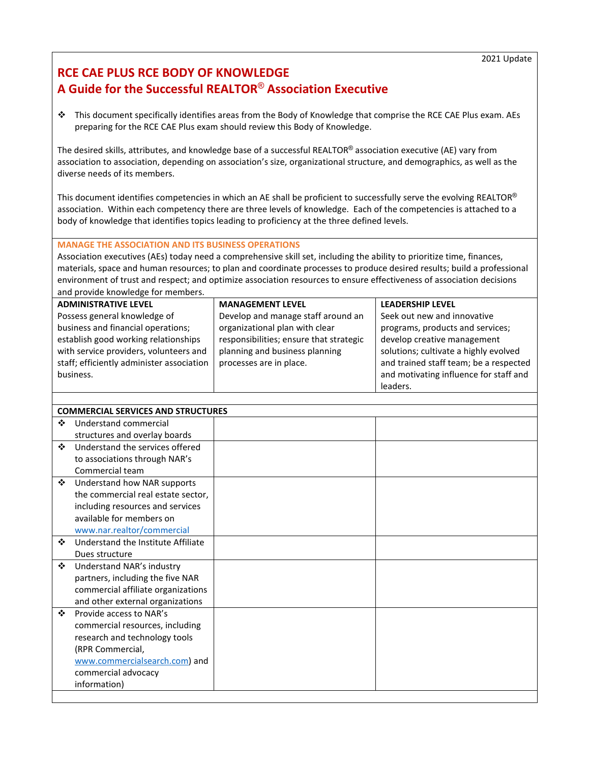2021 Update

# RCE CAE PLUS RCE BODY OF KNOWLEDGE
## A Guide for the Successful REALTOR® Association Executive

- This document specifically identifies areas from the Body of Knowledge that comprise the RCE CAE Plus exam. AEs preparing for the RCE CAE Plus exam should review this Body of Knowledge.

The desired skills, attributes, and knowledge base of a successful REALTOR® association executive (AE) vary from association to association, depending on association's size, organizational structure, and demographics, as well as the diverse needs of its members.

This document identifies competencies in which an AE shall be proficient to successfully serve the evolving REALTOR® association. Within each competency there are three levels of knowledge. Each of the competencies is attached to a body of knowledge that identifies topics leading to proficiency at the three defined levels.

### MANAGE THE ASSOCIATION AND ITS BUSINESS OPERATIONS

Association executives (AEs) today need a comprehensive skill set, including the ability to prioritize time, finances, materials, space and human resources; to plan and coordinate processes to produce desired results; build a professional environment of trust and respect; and optimize association resources to ensure effectiveness of association decisions and provide knowledge for members.

| ADMINISTRATIVE LEVEL | MANAGEMENT LEVEL | LEADERSHIP LEVEL |
|---|---|---|
| Possess general knowledge of business and financial operations; establish good working relationships with service providers, volunteers and staff; efficiently administer association business. | Develop and manage staff around an organizational plan with clear responsibilities; ensure that strategic planning and business planning processes are in place. | Seek out new and innovative programs, products and services; develop creative management solutions; cultivate a highly evolved and trained staff team; be a respected and motivating influence for staff and leaders. |
| | | |
| **COMMERCIAL SERVICES AND STRUCTURES** | | |
| ❖ Understand commercial structures and overlay boards | | |
| ❖ Understand the services offered to associations through NAR's Commercial team | | |
| ❖ Understand how NAR supports the commercial real estate sector, including resources and services available for members on www.nar.realtor/commercial | | |
| ❖ Understand the Institute Affiliate Dues structure | | |
| ❖ Understand NAR's industry partners, including the five NAR commercial affiliate organizations and other external organizations | | |
| ❖ Provide access to NAR's commercial resources, including research and technology tools (RPR Commercial, www.commercialsearch.com) and commercial advocacy information) | | |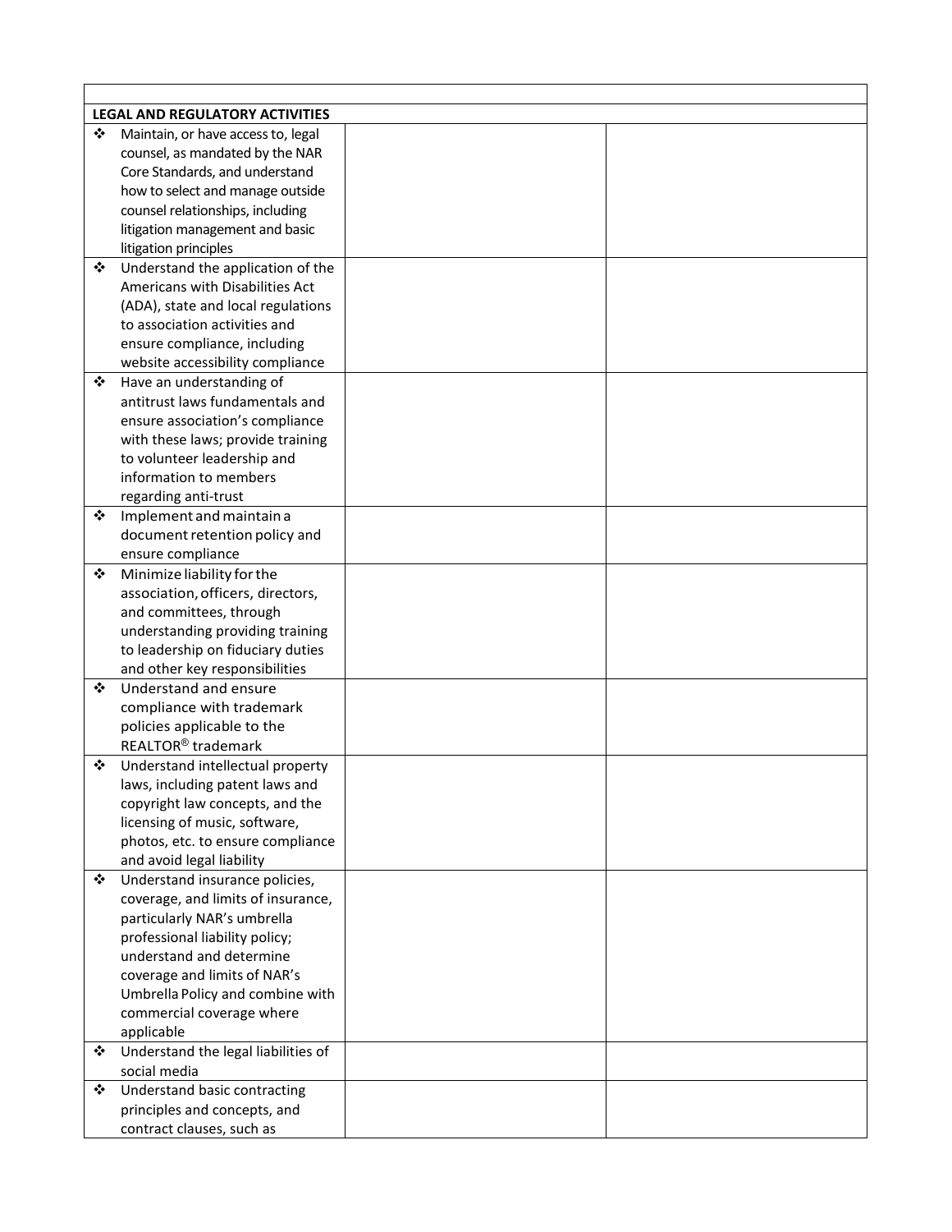| | | |
|---|---|---|
| **LEGAL AND REGULATORY ACTIVITIES** | | |
| ❖ Maintain, or have access to, legal counsel, as mandated by the NAR Core Standards, and understand how to select and manage outside counsel relationships, including litigation management and basic litigation principles | | |
| ❖ Understand the application of the Americans with Disabilities Act (ADA), state and local regulations to association activities and ensure compliance, including website accessibility compliance | | |
| ❖ Have an understanding of antitrust laws fundamentals and ensure association's compliance with these laws; provide training to volunteer leadership and information to members regarding anti-trust | | |
| ❖ Implement and maintain a document retention policy and ensure compliance | | |
| ❖ Minimize liability for the association, officers, directors, and committees, through understanding providing training to leadership on fiduciary duties and other key responsibilities | | |
| ❖ Understand and ensure compliance with trademark policies applicable to the REALTOR® trademark | | |
| ❖ Understand intellectual property laws, including patent laws and copyright law concepts, and the licensing of music, software, photos, etc. to ensure compliance and avoid legal liability | | |
| ❖ Understand insurance policies, coverage, and limits of insurance, particularly NAR's umbrella professional liability policy; understand and determine coverage and limits of NAR's Umbrella Policy and combine with commercial coverage where applicable | | |
| ❖ Understand the legal liabilities of social media | | |
| ❖ Understand basic contracting principles and concepts, and contract clauses, such as | | |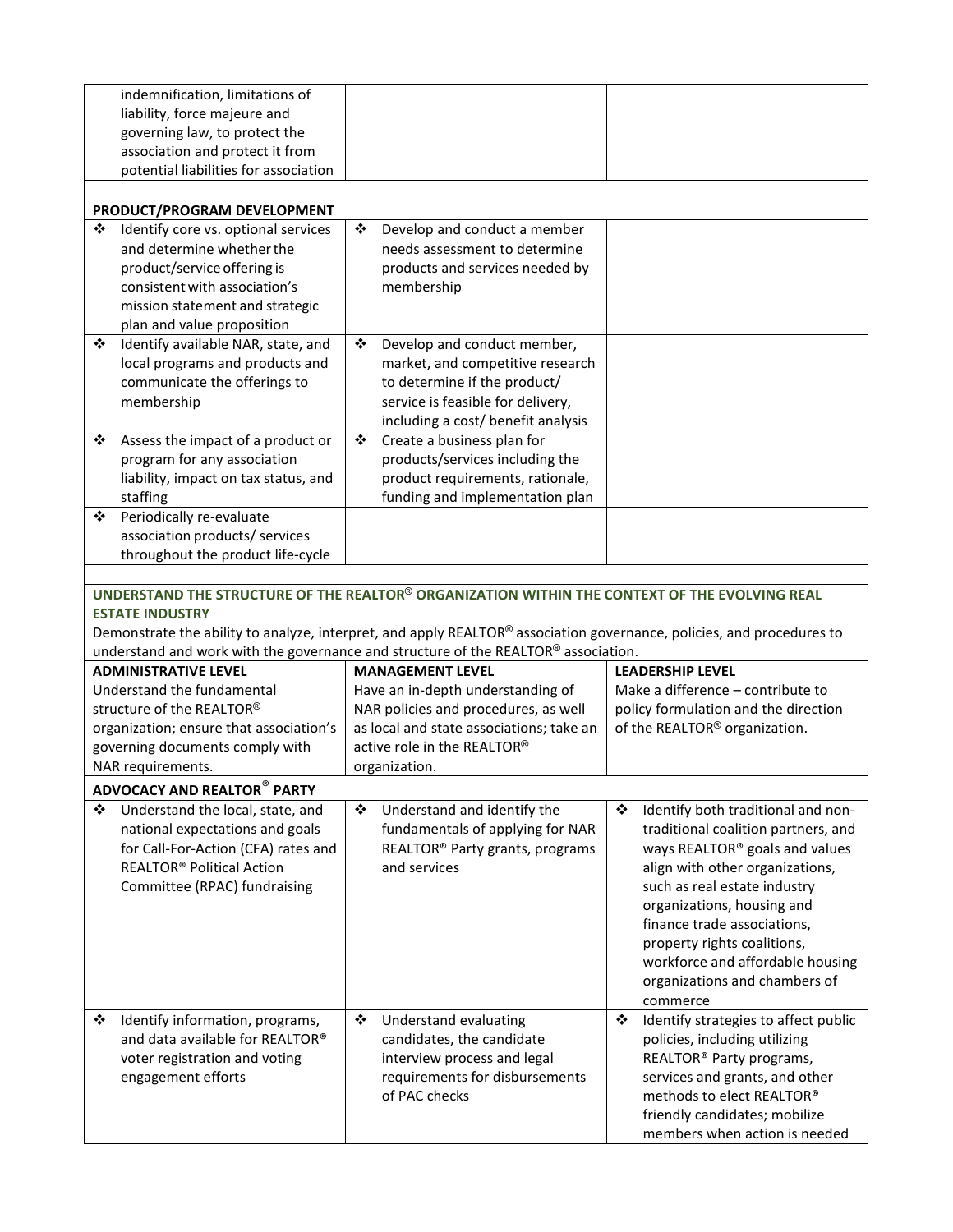| | | |
|---|---|---|
| indemnification, limitations of liability, force majeure and governing law, to protect the association and protect it from potential liabilities for association | | |
| | | |
| **PRODUCT/PROGRAM DEVELOPMENT** | | |
| ❖ Identify core vs. optional services and determine whether the product/service offering is consistent with association's mission statement and strategic plan and value proposition | ❖ Develop and conduct a member needs assessment to determine products and services needed by membership | |
| ❖ Identify available NAR, state, and local programs and products and communicate the offerings to membership | ❖ Develop and conduct member, market, and competitive research to determine if the product/ service is feasible for delivery, including a cost/ benefit analysis | |
| ❖ Assess the impact of a product or program for any association liability, impact on tax status, and staffing | ❖ Create a business plan for products/services including the product requirements, rationale, funding and implementation plan | |
| ❖ Periodically re-evaluate association products/ services throughout the product life-cycle | | |

**UNDERSTAND THE STRUCTURE OF THE REALTOR® ORGANIZATION WITHIN THE CONTEXT OF THE EVOLVING REAL ESTATE INDUSTRY**

Demonstrate the ability to analyze, interpret, and apply REALTOR® association governance, policies, and procedures to understand and work with the governance and structure of the REALTOR® association.

| **ADMINISTRATIVE LEVEL** | **MANAGEMENT LEVEL** | **LEADERSHIP LEVEL** |
|---|---|---|
| Understand the fundamental structure of the REALTOR® organization; ensure that association's governing documents comply with NAR requirements. | Have an in-depth understanding of NAR policies and procedures, as well as local and state associations; take an active role in the REALTOR® organization. | Make a difference – contribute to policy formulation and the direction of the REALTOR® organization. |
| **ADVOCACY AND REALTOR® PARTY** | | |
| ❖ Understand the local, state, and national expectations and goals for Call-For-Action (CFA) rates and REALTOR® Political Action Committee (RPAC) fundraising | ❖ Understand and identify the fundamentals of applying for NAR REALTOR® Party grants, programs and services | ❖ Identify both traditional and non-traditional coalition partners, and ways REALTOR® goals and values align with other organizations, such as real estate industry organizations, housing and finance trade associations, property rights coalitions, workforce and affordable housing organizations and chambers of commerce |
| ❖ Identify information, programs, and data available for REALTOR® voter registration and voting engagement efforts | ❖ Understand evaluating candidates, the candidate interview process and legal requirements for disbursements of PAC checks | ❖ Identify strategies to affect public policies, including utilizing REALTOR® Party programs, services and grants, and other methods to elect REALTOR® friendly candidates; mobilize members when action is needed |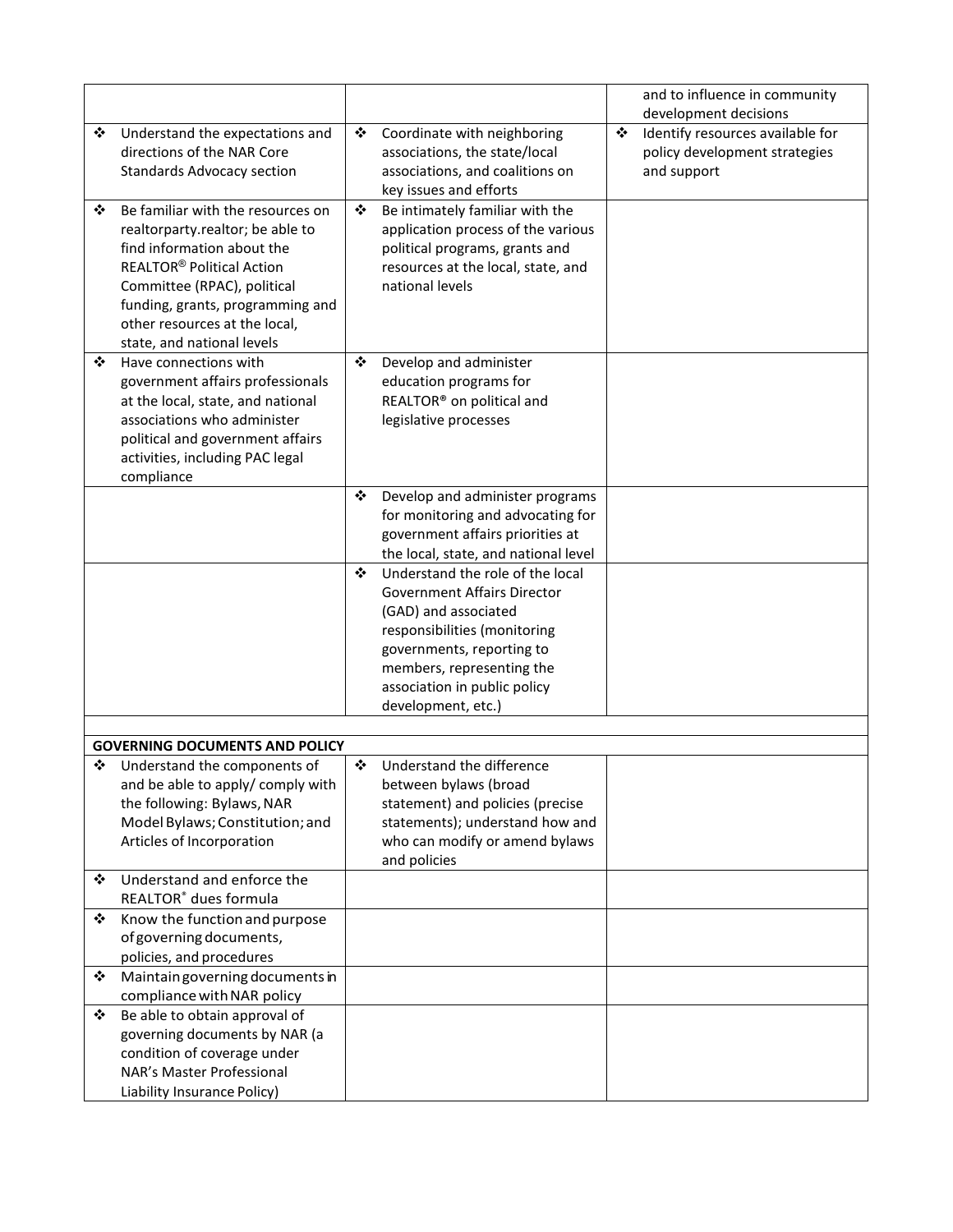| | | |
|---|---|---|
| | | and to influence in community development decisions |
| ❖ Understand the expectations and directions of the NAR Core Standards Advocacy section | ❖ Coordinate with neighboring associations, the state/local associations, and coalitions on key issues and efforts | ❖ Identify resources available for policy development strategies and support |
| ❖ Be familiar with the resources on realtorparty.realtor; be able to find information about the REALTOR® Political Action Committee (RPAC), political funding, grants, programming and other resources at the local, state, and national levels | ❖ Be intimately familiar with the application process of the various political programs, grants and resources at the local, state, and national levels | |
| ❖ Have connections with government affairs professionals at the local, state, and national associations who administer political and government affairs activities, including PAC legal compliance | ❖ Develop and administer education programs for REALTOR® on political and legislative processes | |
| | ❖ Develop and administer programs for monitoring and advocating for government affairs priorities at the local, state, and national level | |
| | ❖ Understand the role of the local Government Affairs Director (GAD) and associated responsibilities (monitoring governments, reporting to members, representing the association in public policy development, etc.) | |
| | | |
| **GOVERNING DOCUMENTS AND POLICY** | | |
| ❖ Understand the components of and be able to apply/ comply with the following: Bylaws, NAR Model Bylaws; Constitution; and Articles of Incorporation | ❖ Understand the difference between bylaws (broad statement) and policies (precise statements); understand how and who can modify or amend bylaws and policies | |
| ❖ Understand and enforce the REALTOR® dues formula | | |
| ❖ Know the function and purpose of governing documents, policies, and procedures | | |
| ❖ Maintain governing documents in compliance with NAR policy | | |
| ❖ Be able to obtain approval of governing documents by NAR (a condition of coverage under NAR's Master Professional Liability Insurance Policy) | | |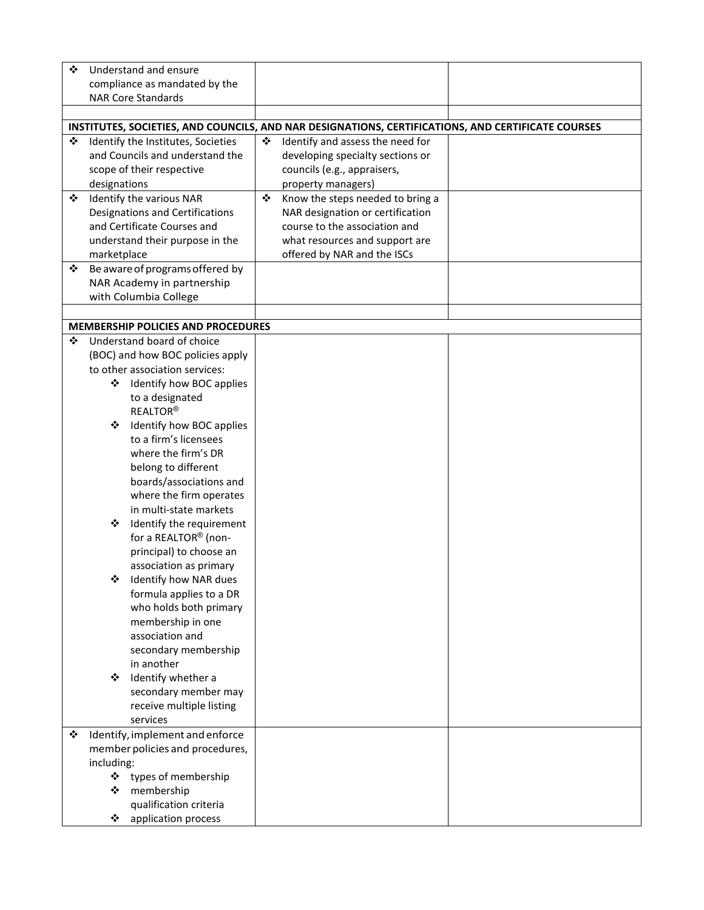| | | |
|---|---|---|
| ❖ Understand and ensure compliance as mandated by the NAR Core Standards | | |
| | | |
| **INSTITUTES, SOCIETIES, AND COUNCILS, AND NAR DESIGNATIONS, CERTIFICATIONS, AND CERTIFICATE COURSES** | | |
| ❖ Identify the Institutes, Societies and Councils and understand the scope of their respective designations | ❖ Identify and assess the need for developing specialty sections or councils (e.g., appraisers, property managers) | |
| ❖ Identify the various NAR Designations and Certifications and Certificate Courses and understand their purpose in the marketplace | ❖ Know the steps needed to bring a NAR designation or certification course to the association and what resources and support are offered by NAR and the ISCs | |
| ❖ Be aware of programs offered by NAR Academy in partnership with Columbia College | | |
| | | |
| **MEMBERSHIP POLICIES AND PROCEDURES** | | |
| ❖ Understand board of choice (BOC) and how BOC policies apply to other association services:<br>❖ Identify how BOC applies to a designated REALTOR®<br>❖ Identify how BOC applies to a firm's licensees where the firm's DR belong to different boards/associations and where the firm operates in multi-state markets<br>❖ Identify the requirement for a REALTOR® (non-principal) to choose an association as primary<br>❖ Identify how NAR dues formula applies to a DR who holds both primary membership in one association and secondary membership in another<br>❖ Identify whether a secondary member may receive multiple listing services | | |
| ❖ Identify, implement and enforce member policies and procedures, including:<br>❖ types of membership<br>❖ membership qualification criteria<br>❖ application process | | |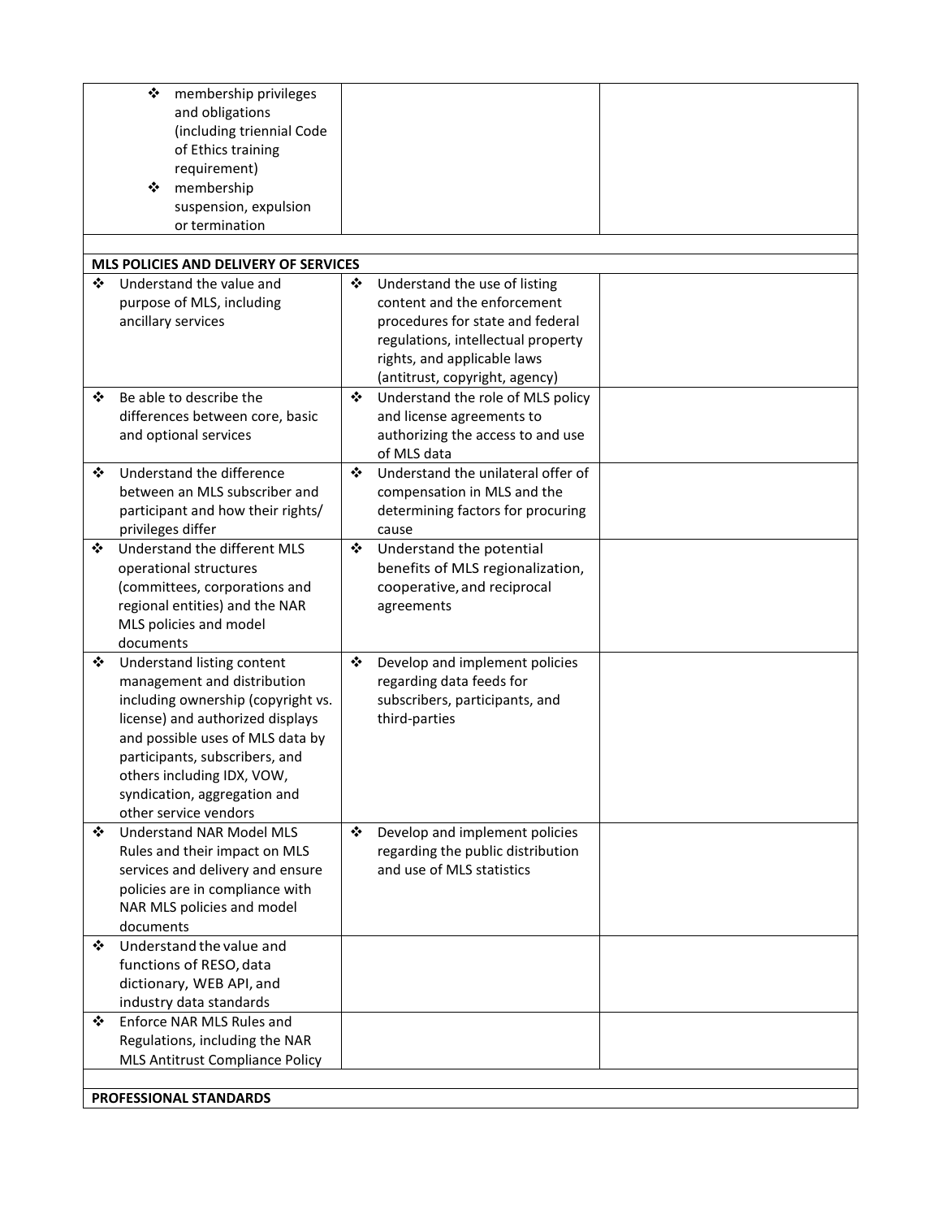| | | |
|---|---|---|
| ❖ membership privileges and obligations (including triennial Code of Ethics training requirement)<br>❖ membership suspension, expulsion or termination | | |
| | | |
| **MLS POLICIES AND DELIVERY OF SERVICES** | | |
| ❖ Understand the value and purpose of MLS, including ancillary services | ❖ Understand the use of listing content and the enforcement procedures for state and federal regulations, intellectual property rights, and applicable laws (antitrust, copyright, agency) | |
| ❖ Be able to describe the differences between core, basic and optional services | ❖ Understand the role of MLS policy and license agreements to authorizing the access to and use of MLS data | |
| ❖ Understand the difference between an MLS subscriber and participant and how their rights/ privileges differ | ❖ Understand the unilateral offer of compensation in MLS and the determining factors for procuring cause | |
| ❖ Understand the different MLS operational structures (committees, corporations and regional entities) and the NAR MLS policies and model documents | ❖ Understand the potential benefits of MLS regionalization, cooperative, and reciprocal agreements | |
| ❖ Understand listing content management and distribution including ownership (copyright vs. license) and authorized displays and possible uses of MLS data by participants, subscribers, and others including IDX, VOW, syndication, aggregation and other service vendors | ❖ Develop and implement policies regarding data feeds for subscribers, participants, and third-parties | |
| ❖ Understand NAR Model MLS Rules and their impact on MLS services and delivery and ensure policies are in compliance with NAR MLS policies and model documents | ❖ Develop and implement policies regarding the public distribution and use of MLS statistics | |
| ❖ Understand the value and functions of RESO, data dictionary, WEB API, and industry data standards | | |
| ❖ Enforce NAR MLS Rules and Regulations, including the NAR MLS Antitrust Compliance Policy | | |
| | | |
| **PROFESSIONAL STANDARDS** | | |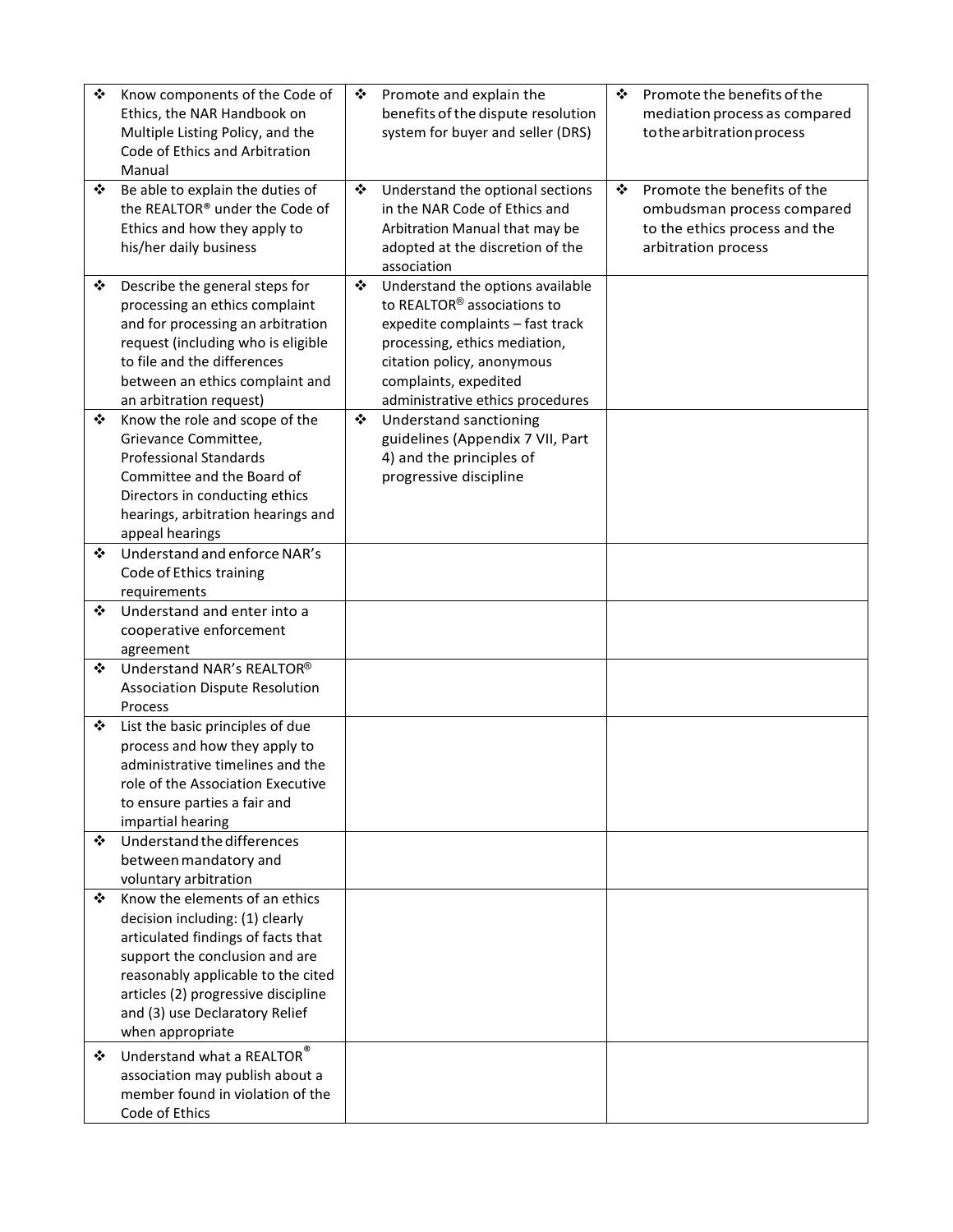| | | |
|---|---|---|
| ❖ Know components of the Code of Ethics, the NAR Handbook on Multiple Listing Policy, and the Code of Ethics and Arbitration Manual | ❖ Promote and explain the benefits of the dispute resolution system for buyer and seller (DRS) | ❖ Promote the benefits of the mediation process as compared to the arbitration process |
| ❖ Be able to explain the duties of the REALTOR® under the Code of Ethics and how they apply to his/her daily business | ❖ Understand the optional sections in the NAR Code of Ethics and Arbitration Manual that may be adopted at the discretion of the association | ❖ Promote the benefits of the ombudsman process compared to the ethics process and the arbitration process |
| ❖ Describe the general steps for processing an ethics complaint and for processing an arbitration request (including who is eligible to file and the differences between an ethics complaint and an arbitration request) | ❖ Understand the options available to REALTOR® associations to expedite complaints – fast track processing, ethics mediation, citation policy, anonymous complaints, expedited administrative ethics procedures | |
| ❖ Know the role and scope of the Grievance Committee, Professional Standards Committee and the Board of Directors in conducting ethics hearings, arbitration hearings and appeal hearings | ❖ Understand sanctioning guidelines (Appendix 7 VII, Part 4) and the principles of progressive discipline | |
| ❖ Understand and enforce NAR's Code of Ethics training requirements | | |
| ❖ Understand and enter into a cooperative enforcement agreement | | |
| ❖ Understand NAR's REALTOR® Association Dispute Resolution Process | | |
| ❖ List the basic principles of due process and how they apply to administrative timelines and the role of the Association Executive to ensure parties a fair and impartial hearing | | |
| ❖ Understand the differences between mandatory and voluntary arbitration | | |
| ❖ Know the elements of an ethics decision including: (1) clearly articulated findings of facts that support the conclusion and are reasonably applicable to the cited articles (2) progressive discipline and (3) use Declaratory Relief when appropriate | | |
| ❖ Understand what a REALTOR® association may publish about a member found in violation of the Code of Ethics | | |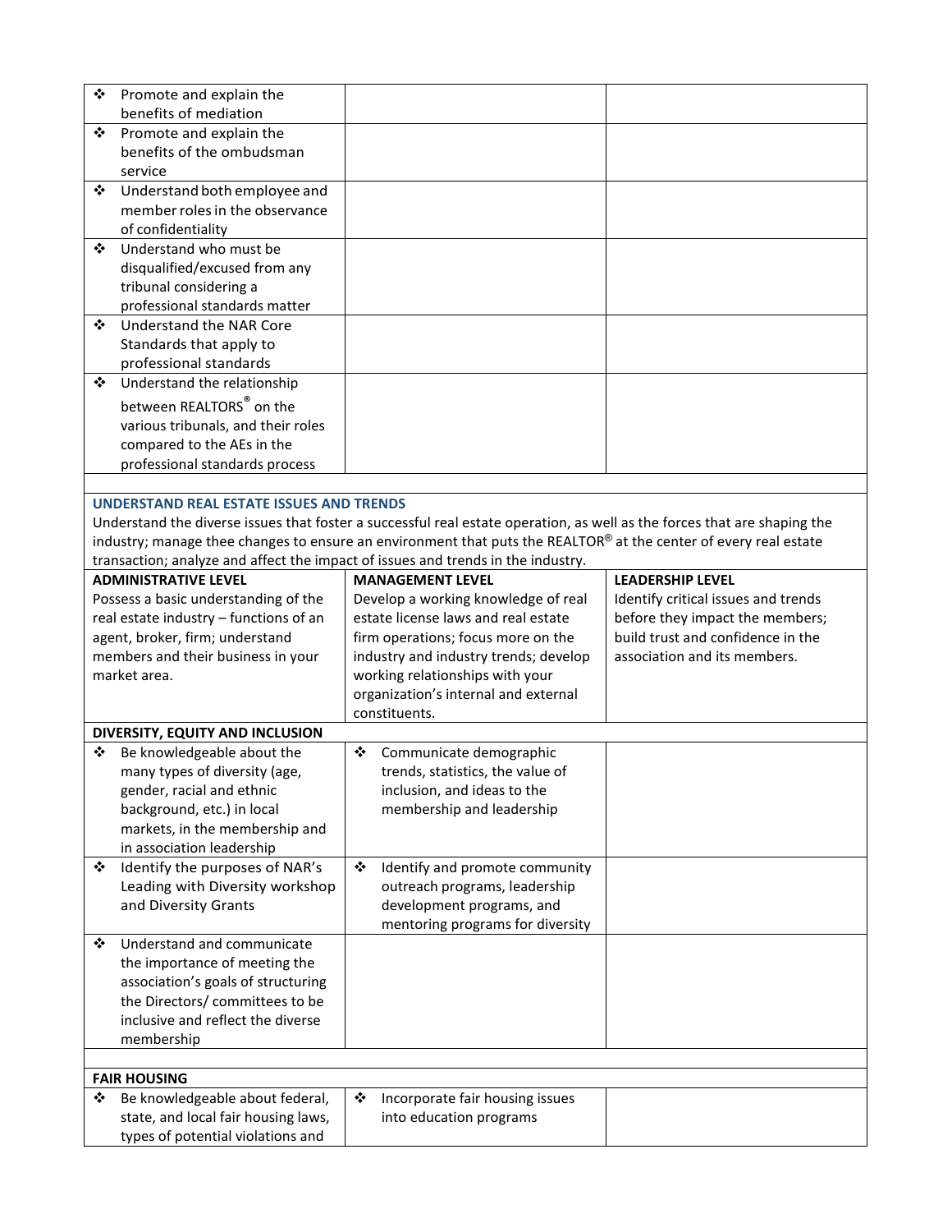| | | |
|---|---|---|
| ❖ Promote and explain the benefits of mediation | | |
| ❖ Promote and explain the benefits of the ombudsman service | | |
| ❖ Understand both employee and member roles in the observance of confidentiality | | |
| ❖ Understand who must be disqualified/excused from any tribunal considering a professional standards matter | | |
| ❖ Understand the NAR Core Standards that apply to professional standards | | |
| ❖ Understand the relationship between REALTORS® on the various tribunals, and their roles compared to the AEs in the professional standards process | | |

**UNDERSTAND REAL ESTATE ISSUES AND TRENDS**

Understand the diverse issues that foster a successful real estate operation, as well as the forces that are shaping the industry; manage thee changes to ensure an environment that puts the REALTOR® at the center of every real estate transaction; analyze and affect the impact of issues and trends in the industry.

| ADMINISTRATIVE LEVEL | MANAGEMENT LEVEL | LEADERSHIP LEVEL |
|---|---|---|
| Possess a basic understanding of the real estate industry – functions of an agent, broker, firm; understand members and their business in your market area. | Develop a working knowledge of real estate license laws and real estate firm operations; focus more on the industry and industry trends; develop working relationships with your organization's internal and external constituents. | Identify critical issues and trends before they impact the members; build trust and confidence in the association and its members. |
| **DIVERSITY, EQUITY AND INCLUSION** | | |
| ❖ Be knowledgeable about the many types of diversity (age, gender, racial and ethnic background, etc.) in local markets, in the membership and in association leadership | ❖ Communicate demographic trends, statistics, the value of inclusion, and ideas to the membership and leadership | |
| ❖ Identify the purposes of NAR's Leading with Diversity workshop and Diversity Grants | ❖ Identify and promote community outreach programs, leadership development programs, and mentoring programs for diversity | |
| ❖ Understand and communicate the importance of meeting the association's goals of structuring the Directors/ committees to be inclusive and reflect the diverse membership | | |
| **FAIR HOUSING** | | |
| ❖ Be knowledgeable about federal, state, and local fair housing laws, types of potential violations and | ❖ Incorporate fair housing issues into education programs | |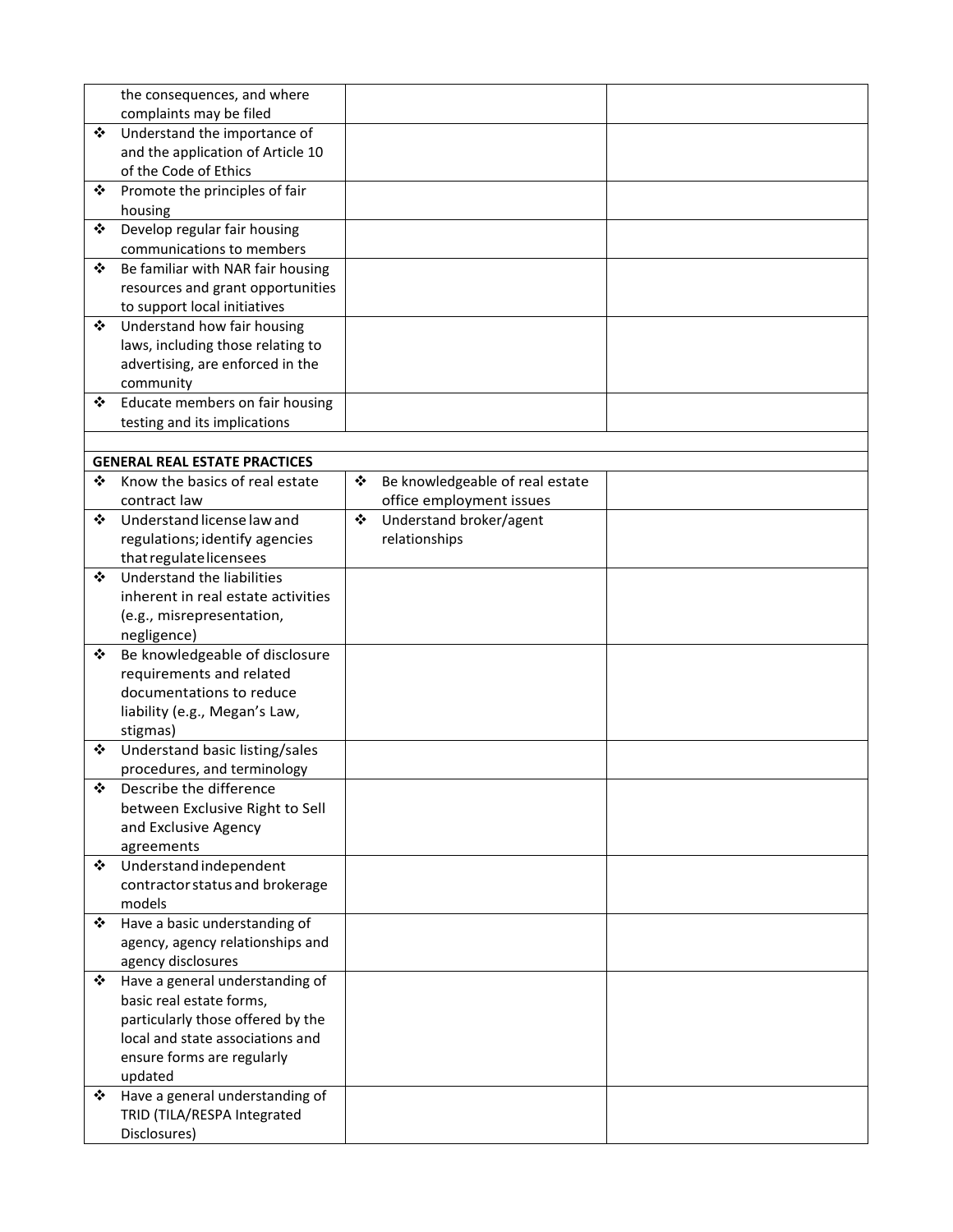| | | |
|---|---|---|
| the consequences, and where complaints may be filed | | |
| ❖ Understand the importance of and the application of Article 10 of the Code of Ethics | | |
| ❖ Promote the principles of fair housing | | |
| ❖ Develop regular fair housing communications to members | | |
| ❖ Be familiar with NAR fair housing resources and grant opportunities to support local initiatives | | |
| ❖ Understand how fair housing laws, including those relating to advertising, are enforced in the community | | |
| ❖ Educate members on fair housing testing and its implications | | |
| | | |
| **GENERAL REAL ESTATE PRACTICES** | | |
| ❖ Know the basics of real estate contract law | ❖ Be knowledgeable of real estate office employment issues | |
| ❖ Understand license law and regulations; identify agencies that regulate licensees | ❖ Understand broker/agent relationships | |
| ❖ Understand the liabilities inherent in real estate activities (e.g., misrepresentation, negligence) | | |
| ❖ Be knowledgeable of disclosure requirements and related documentations to reduce liability (e.g., Megan's Law, stigmas) | | |
| ❖ Understand basic listing/sales procedures, and terminology | | |
| ❖ Describe the difference between Exclusive Right to Sell and Exclusive Agency agreements | | |
| ❖ Understand independent contractor status and brokerage models | | |
| ❖ Have a basic understanding of agency, agency relationships and agency disclosures | | |
| ❖ Have a general understanding of basic real estate forms, particularly those offered by the local and state associations and ensure forms are regularly updated | | |
| ❖ Have a general understanding of TRID (TILA/RESPA Integrated Disclosures) | | |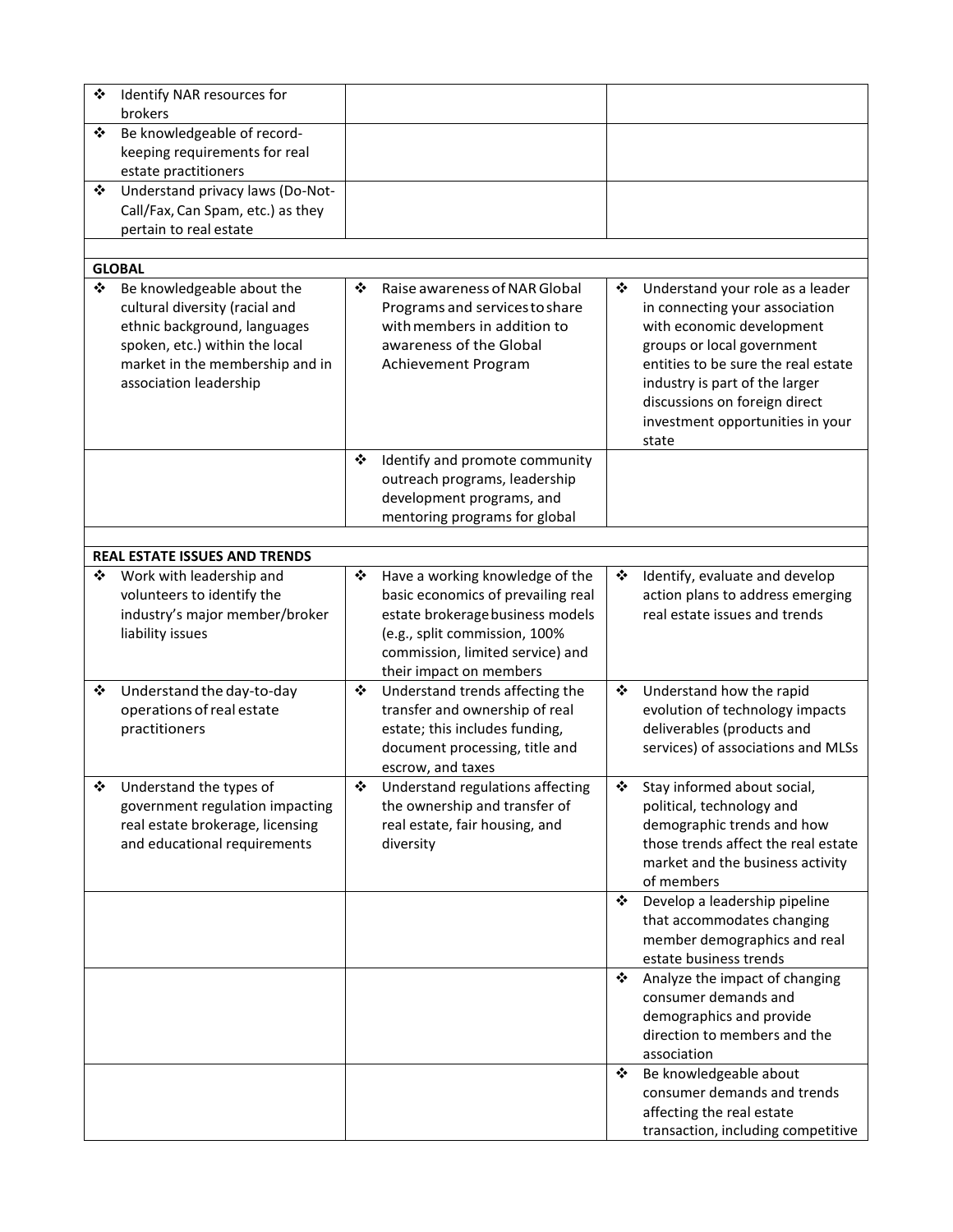| | | |
|---|---|---|
| ❖ Identify NAR resources for brokers | | |
| ❖ Be knowledgeable of record-keeping requirements for real estate practitioners | | |
| ❖ Understand privacy laws (Do-Not-Call/Fax, Can Spam, etc.) as they pertain to real estate | | |
| | | |
| **GLOBAL** | | |
| ❖ Be knowledgeable about the cultural diversity (racial and ethnic background, languages spoken, etc.) within the local market in the membership and in association leadership | ❖ Raise awareness of NAR Global Programs and services to share with members in addition to awareness of the Global Achievement Program | ❖ Understand your role as a leader in connecting your association with economic development groups or local government entities to be sure the real estate industry is part of the larger discussions on foreign direct investment opportunities in your state |
| | ❖ Identify and promote community outreach programs, leadership development programs, and mentoring programs for global | |
| | | |
| **REAL ESTATE ISSUES AND TRENDS** | | |
| ❖ Work with leadership and volunteers to identify the industry's major member/broker liability issues | ❖ Have a working knowledge of the basic economics of prevailing real estate brokerage business models (e.g., split commission, 100% commission, limited service) and their impact on members | ❖ Identify, evaluate and develop action plans to address emerging real estate issues and trends |
| ❖ Understand the day-to-day operations of real estate practitioners | ❖ Understand trends affecting the transfer and ownership of real estate; this includes funding, document processing, title and escrow, and taxes | ❖ Understand how the rapid evolution of technology impacts deliverables (products and services) of associations and MLSs |
| ❖ Understand the types of government regulation impacting real estate brokerage, licensing and educational requirements | ❖ Understand regulations affecting the ownership and transfer of real estate, fair housing, and diversity | ❖ Stay informed about social, political, technology and demographic trends and how those trends affect the real estate market and the business activity of members |
| | | ❖ Develop a leadership pipeline that accommodates changing member demographics and real estate business trends |
| | | ❖ Analyze the impact of changing consumer demands and demographics and provide direction to members and the association |
| | | ❖ Be knowledgeable about consumer demands and trends affecting the real estate transaction, including competitive |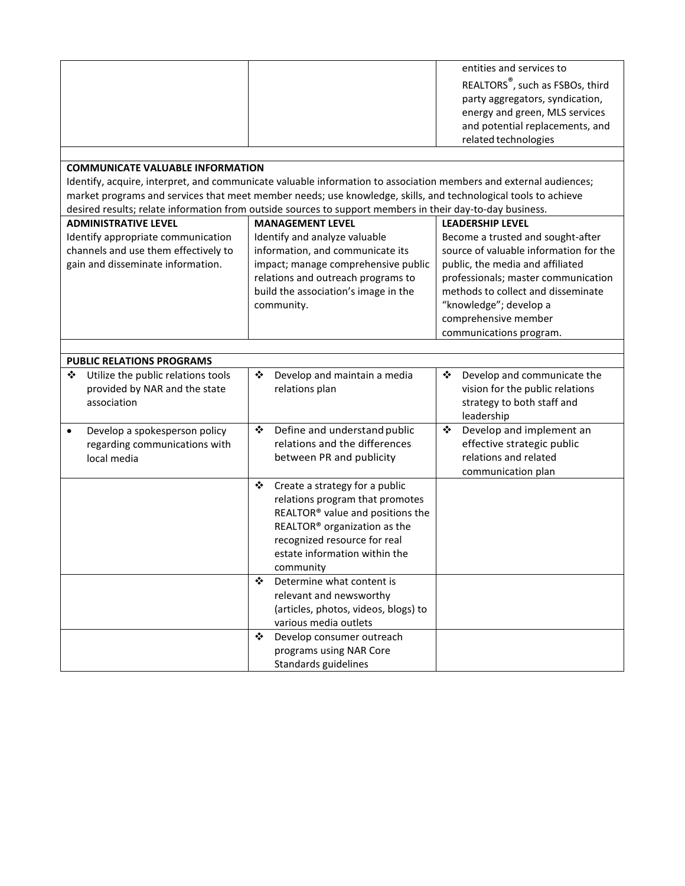| | | |
|---|---|---|
| | | entities and services to REALTORS®, such as FSBOs, third party aggregators, syndication, energy and green, MLS services and potential replacements, and related technologies |

**COMMUNICATE VALUABLE INFORMATION**

Identify, acquire, interpret, and communicate valuable information to association members and external audiences; market programs and services that meet member needs; use knowledge, skills, and technological tools to achieve desired results; relate information from outside sources to support members in their day-to-day business.

| ADMINISTRATIVE LEVEL | MANAGEMENT LEVEL | LEADERSHIP LEVEL |
|---|---|---|
| Identify appropriate communication channels and use them effectively to gain and disseminate information. | Identify and analyze valuable information, and communicate its impact; manage comprehensive public relations and outreach programs to build the association's image in the community. | Become a trusted and sought-after source of valuable information for the public, the media and affiliated professionals; master communication methods to collect and disseminate "knowledge"; develop a comprehensive member communications program. |

**PUBLIC RELATIONS PROGRAMS**

| | | |
|---|---|---|
| ❖ Utilize the public relations tools provided by NAR and the state association | ❖ Develop and maintain a media relations plan | ❖ Develop and communicate the vision for the public relations strategy to both staff and leadership |
| • Develop a spokesperson policy regarding communications with local media | ❖ Define and understand public relations and the differences between PR and publicity | ❖ Develop and implement an effective strategic public relations and related communication plan |
| | ❖ Create a strategy for a public relations program that promotes REALTOR® value and positions the REALTOR® organization as the recognized resource for real estate information within the community | |
| | ❖ Determine what content is relevant and newsworthy (articles, photos, videos, blogs) to various media outlets | |
| | ❖ Develop consumer outreach programs using NAR Core Standards guidelines | |